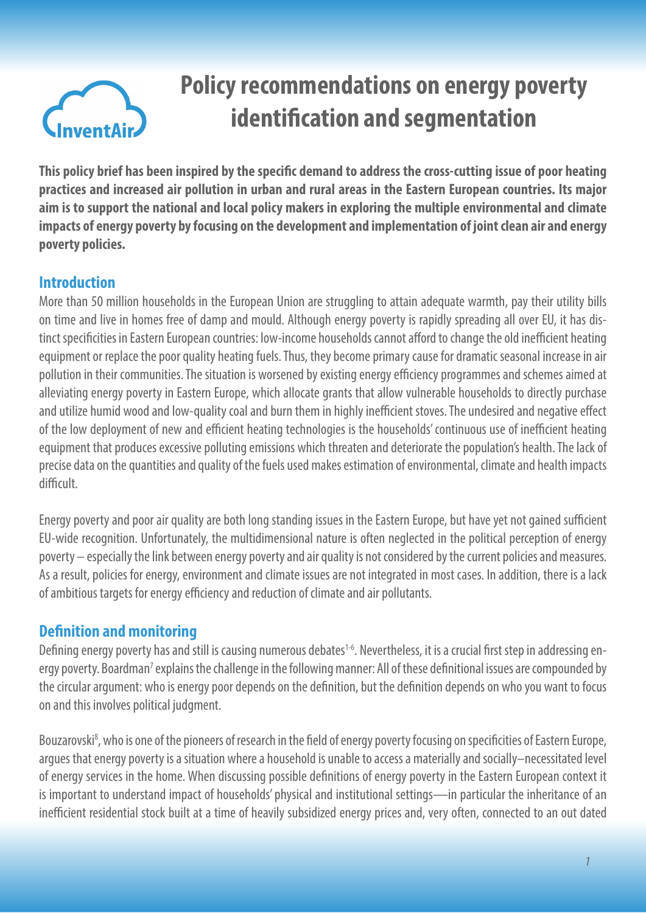# Policy recommendations on energy poverty identification and segmentation

**This policy brief has been inspired by the specific demand to address the cross-cutting issue of poor heating practices and increased air pollution in urban and rural areas in the Eastern European countries. Its major aim is to support the national and local policy makers in exploring the multiple environmental and climate impacts of energy poverty by focusing on the development and implementation of joint clean air and energy poverty policies.**

## Introduction

More than 50 million households in the European Union are struggling to attain adequate warmth, pay their utility bills on time and live in homes free of damp and mould. Although energy poverty is rapidly spreading all over EU, it has distinct specificities in Eastern European countries: low-income households cannot afford to change the old inefficient heating equipment or replace the poor quality heating fuels. Thus, they become primary cause for dramatic seasonal increase in air pollution in their communities. The situation is worsened by existing energy efficiency programmes and schemes aimed at alleviating energy poverty in Eastern Europe, which allocate grants that allow vulnerable households to directly purchase and utilize humid wood and low-quality coal and burn them in highly inefficient stoves. The undesired and negative effect of the low deployment of new and efficient heating technologies is the households' continuous use of inefficient heating equipment that produces excessive polluting emissions which threaten and deteriorate the population's health. The lack of precise data on the quantities and quality of the fuels used makes estimation of environmental, climate and health impacts difficult.

Energy poverty and poor air quality are both long standing issues in the Eastern Europe, but have yet not gained sufficient EU-wide recognition. Unfortunately, the multidimensional nature is often neglected in the political perception of energy poverty – especially the link between energy poverty and air quality is not considered by the current policies and measures. As a result, policies for energy, environment and climate issues are not integrated in most cases. In addition, there is a lack of ambitious targets for energy efficiency and reduction of climate and air pollutants.

## Definition and monitoring

Defining energy poverty has and still is causing numerous debates[1-6]. Nevertheless, it is a crucial first step in addressing energy poverty. Boardman[7] explains the challenge in the following manner: All of these definitional issues are compounded by the circular argument: who is energy poor depends on the definition, but the definition depends on who you want to focus on and this involves political judgment.

Bouzarovski[8], who is one of the pioneers of research in the field of energy poverty focusing on specificities of Eastern Europe, argues that energy poverty is a situation where a household is unable to access a materially and socially–necessitated level of energy services in the home. When discussing possible definitions of energy poverty in the Eastern European context it is important to understand impact of households' physical and institutional settings—in particular the inheritance of an inefficient residential stock built at a time of heavily subsidized energy prices and, very often, connected to an out dated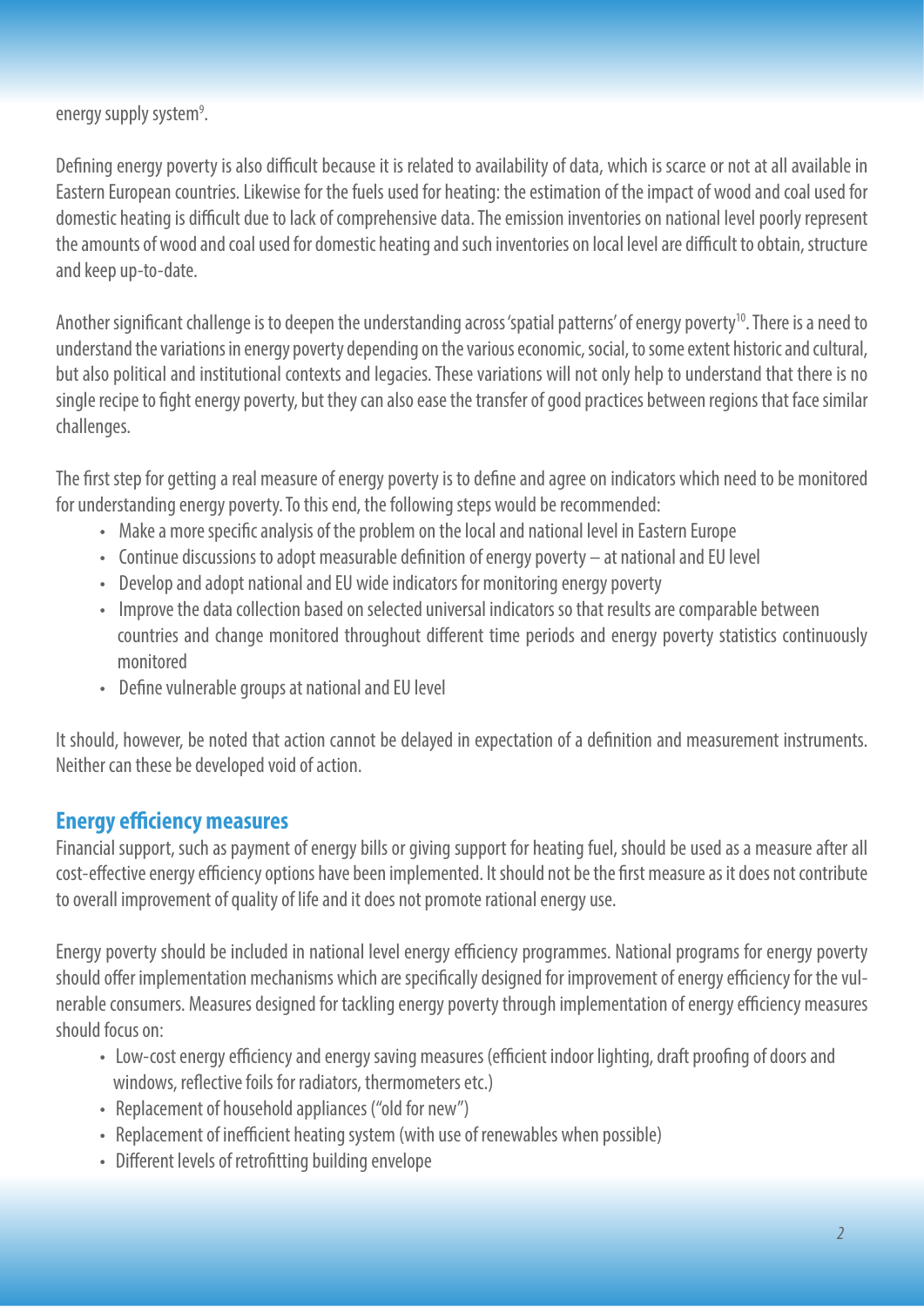energy supply system[9].

Defining energy poverty is also difficult because it is related to availability of data, which is scarce or not at all available in Eastern European countries. Likewise for the fuels used for heating: the estimation of the impact of wood and coal used for domestic heating is difficult due to lack of comprehensive data. The emission inventories on national level poorly represent the amounts of wood and coal used for domestic heating and such inventories on local level are difficult to obtain, structure and keep up-to-date.

Another significant challenge is to deepen the understanding across 'spatial patterns' of energy poverty[10]. There is a need to understand the variations in energy poverty depending on the various economic, social, to some extent historic and cultural, but also political and institutional contexts and legacies. These variations will not only help to understand that there is no single recipe to fight energy poverty, but they can also ease the transfer of good practices between regions that face similar challenges.

The first step for getting a real measure of energy poverty is to define and agree on indicators which need to be monitored for understanding energy poverty. To this end, the following steps would be recommended:

- Make a more specific analysis of the problem on the local and national level in Eastern Europe
- Continue discussions to adopt measurable definition of energy poverty – at national and EU level
- Develop and adopt national and EU wide indicators for monitoring energy poverty
- Improve the data collection based on selected universal indicators so that results are comparable between countries and change monitored throughout different time periods and energy poverty statistics continuously monitored
- Define vulnerable groups at national and EU level

It should, however, be noted that action cannot be delayed in expectation of a definition and measurement instruments. Neither can these be developed void of action.

## Energy efficiency measures

Financial support, such as payment of energy bills or giving support for heating fuel, should be used as a measure after all cost-effective energy efficiency options have been implemented. It should not be the first measure as it does not contribute to overall improvement of quality of life and it does not promote rational energy use.

Energy poverty should be included in national level energy efficiency programmes. National programs for energy poverty should offer implementation mechanisms which are specifically designed for improvement of energy efficiency for the vulnerable consumers. Measures designed for tackling energy poverty through implementation of energy efficiency measures should focus on:

- Low-cost energy efficiency and energy saving measures (efficient indoor lighting, draft proofing of doors and windows, reflective foils for radiators, thermometers etc.)
- Replacement of household appliances ("old for new")
- Replacement of inefficient heating system (with use of renewables when possible)
- Different levels of retrofitting building envelope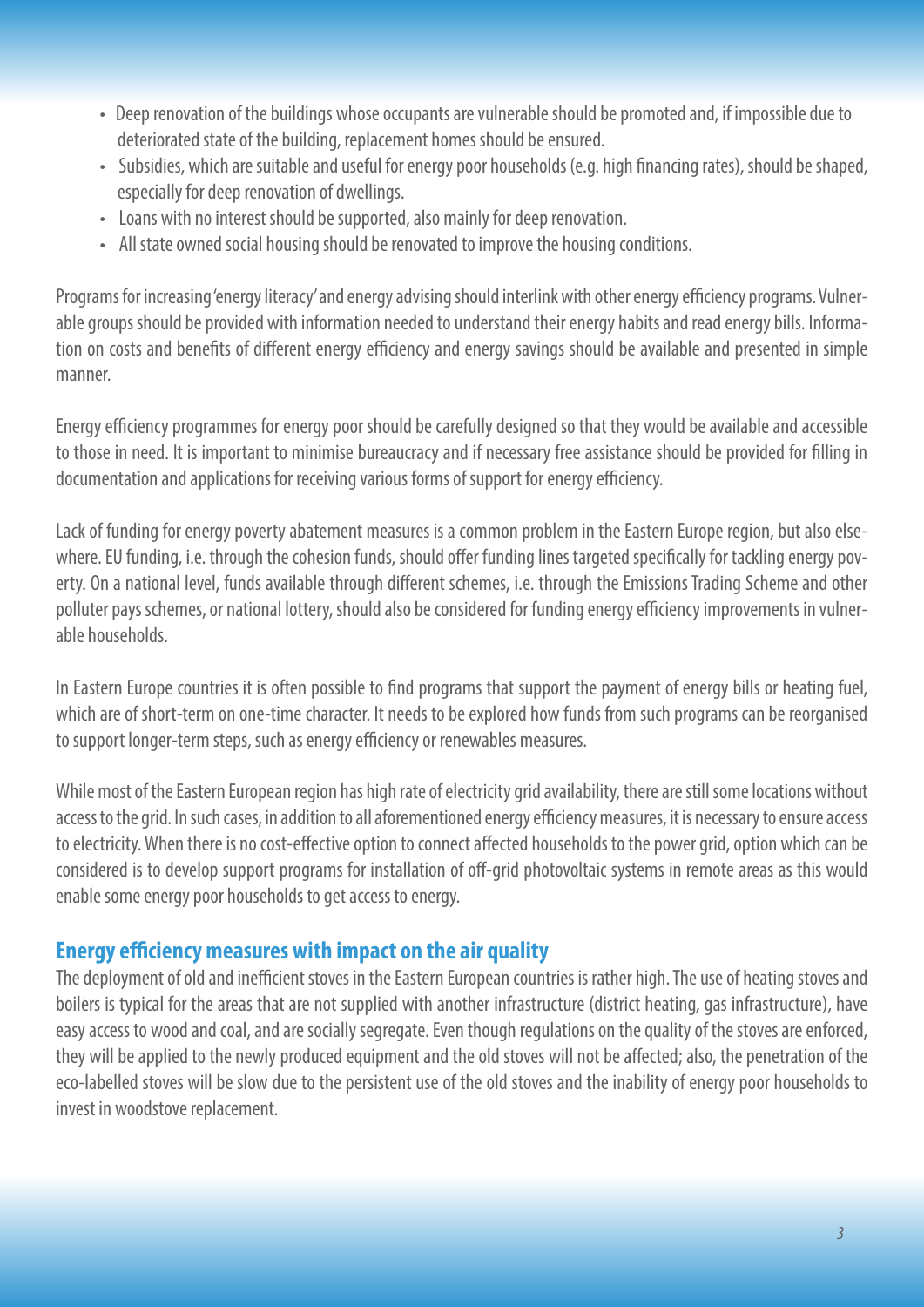- Deep renovation of the buildings whose occupants are vulnerable should be promoted and, if impossible due to deteriorated state of the building, replacement homes should be ensured.
- Subsidies, which are suitable and useful for energy poor households (e.g. high financing rates), should be shaped, especially for deep renovation of dwellings.
- Loans with no interest should be supported, also mainly for deep renovation.
- All state owned social housing should be renovated to improve the housing conditions.

Programs for increasing 'energy literacy' and energy advising should interlink with other energy efficiency programs. Vulnerable groups should be provided with information needed to understand their energy habits and read energy bills. Information on costs and benefits of different energy efficiency and energy savings should be available and presented in simple manner.

Energy efficiency programmes for energy poor should be carefully designed so that they would be available and accessible to those in need. It is important to minimise bureaucracy and if necessary free assistance should be provided for filling in documentation and applications for receiving various forms of support for energy efficiency.

Lack of funding for energy poverty abatement measures is a common problem in the Eastern Europe region, but also elsewhere. EU funding, i.e. through the cohesion funds, should offer funding lines targeted specifically for tackling energy poverty. On a national level, funds available through different schemes, i.e. through the Emissions Trading Scheme and other polluter pays schemes, or national lottery, should also be considered for funding energy efficiency improvements in vulnerable households.

In Eastern Europe countries it is often possible to find programs that support the payment of energy bills or heating fuel, which are of short-term on one-time character. It needs to be explored how funds from such programs can be reorganised to support longer-term steps, such as energy efficiency or renewables measures.

While most of the Eastern European region has high rate of electricity grid availability, there are still some locations without access to the grid. In such cases, in addition to all aforementioned energy efficiency measures, it is necessary to ensure access to electricity. When there is no cost-effective option to connect affected households to the power grid, option which can be considered is to develop support programs for installation of off-grid photovoltaic systems in remote areas as this would enable some energy poor households to get access to energy.

## Energy efficiency measures with impact on the air quality

The deployment of old and inefficient stoves in the Eastern European countries is rather high. The use of heating stoves and boilers is typical for the areas that are not supplied with another infrastructure (district heating, gas infrastructure), have easy access to wood and coal, and are socially segregate. Even though regulations on the quality of the stoves are enforced, they will be applied to the newly produced equipment and the old stoves will not be affected; also, the penetration of the eco-labelled stoves will be slow due to the persistent use of the old stoves and the inability of energy poor households to invest in woodstove replacement.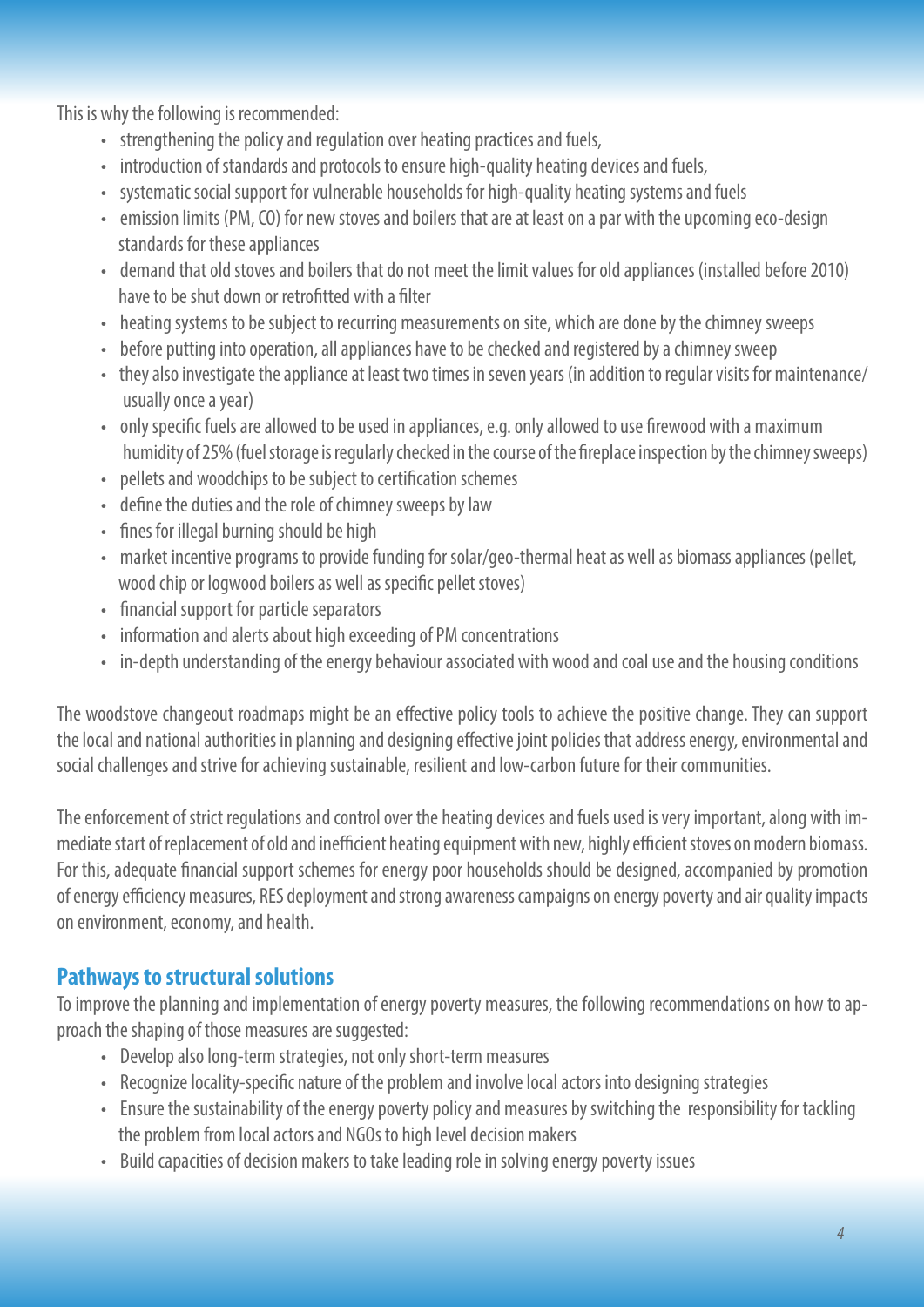This is why the following is recommended:

- strengthening the policy and regulation over heating practices and fuels,
- introduction of standards and protocols to ensure high-quality heating devices and fuels,
- systematic social support for vulnerable households for high-quality heating systems and fuels
- emission limits (PM, CO) for new stoves and boilers that are at least on a par with the upcoming eco-design standards for these appliances
- demand that old stoves and boilers that do not meet the limit values for old appliances (installed before 2010) have to be shut down or retrofitted with a filter
- heating systems to be subject to recurring measurements on site, which are done by the chimney sweeps
- before putting into operation, all appliances have to be checked and registered by a chimney sweep
- they also investigate the appliance at least two times in seven years (in addition to regular visits for maintenance/ usually once a year)
- only specific fuels are allowed to be used in appliances, e.g. only allowed to use firewood with a maximum humidity of 25% (fuel storage is regularly checked in the course of the fireplace inspection by the chimney sweeps)
- pellets and woodchips to be subject to certification schemes
- define the duties and the role of chimney sweeps by law
- fines for illegal burning should be high
- market incentive programs to provide funding for solar/geo-thermal heat as well as biomass appliances (pellet, wood chip or logwood boilers as well as specific pellet stoves)
- financial support for particle separators
- information and alerts about high exceeding of PM concentrations
- in-depth understanding of the energy behaviour associated with wood and coal use and the housing conditions

The woodstove changeout roadmaps might be an effective policy tools to achieve the positive change. They can support the local and national authorities in planning and designing effective joint policies that address energy, environmental and social challenges and strive for achieving sustainable, resilient and low-carbon future for their communities.

The enforcement of strict regulations and control over the heating devices and fuels used is very important, along with immediate start of replacement of old and inefficient heating equipment with new, highly efficient stoves on modern biomass. For this, adequate financial support schemes for energy poor households should be designed, accompanied by promotion of energy efficiency measures, RES deployment and strong awareness campaigns on energy poverty and air quality impacts on environment, economy, and health.

## Pathways to structural solutions

To improve the planning and implementation of energy poverty measures, the following recommendations on how to approach the shaping of those measures are suggested:

- Develop also long-term strategies, not only short-term measures
- Recognize locality-specific nature of the problem and involve local actors into designing strategies
- Ensure the sustainability of the energy poverty policy and measures by switching the responsibility for tackling the problem from local actors and NGOs to high level decision makers
- Build capacities of decision makers to take leading role in solving energy poverty issues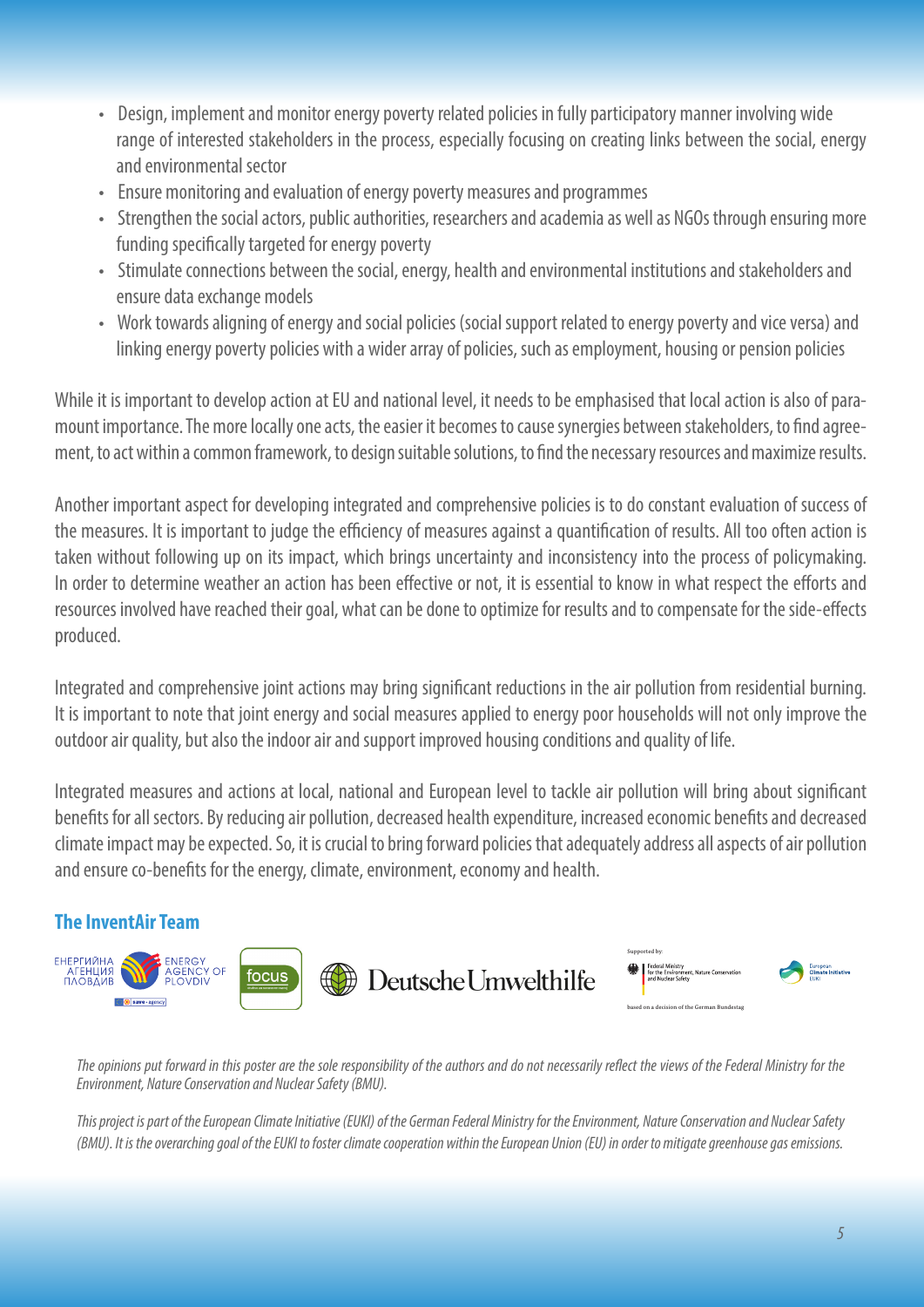- Design, implement and monitor energy poverty related policies in fully participatory manner involving wide range of interested stakeholders in the process, especially focusing on creating links between the social, energy and environmental sector
- Ensure monitoring and evaluation of energy poverty measures and programmes
- Strengthen the social actors, public authorities, researchers and academia as well as NGOs through ensuring more funding specifically targeted for energy poverty
- Stimulate connections between the social, energy, health and environmental institutions and stakeholders and ensure data exchange models
- Work towards aligning of energy and social policies (social support related to energy poverty and vice versa) and linking energy poverty policies with a wider array of policies, such as employment, housing or pension policies

While it is important to develop action at EU and national level, it needs to be emphasised that local action is also of paramount importance. The more locally one acts, the easier it becomes to cause synergies between stakeholders, to find agreement, to act within a common framework, to design suitable solutions, to find the necessary resources and maximize results.

Another important aspect for developing integrated and comprehensive policies is to do constant evaluation of success of the measures. It is important to judge the efficiency of measures against a quantification of results. All too often action is taken without following up on its impact, which brings uncertainty and inconsistency into the process of policymaking. In order to determine weather an action has been effective or not, it is essential to know in what respect the efforts and resources involved have reached their goal, what can be done to optimize for results and to compensate for the side-effects produced.

Integrated and comprehensive joint actions may bring significant reductions in the air pollution from residential burning. It is important to note that joint energy and social measures applied to energy poor households will not only improve the outdoor air quality, but also the indoor air and support improved housing conditions and quality of life.

Integrated measures and actions at local, national and European level to tackle air pollution will bring about significant benefits for all sectors. By reducing air pollution, decreased health expenditure, increased economic benefits and decreased climate impact may be expected. So, it is crucial to bring forward policies that adequately address all aspects of air pollution and ensure co-benefits for the energy, climate, environment, economy and health.

## The InventAir Team

ЕНЕРГИЙНА АГЕНЦИЯ ПЛОВДИВ ENERGY AGENCY OF PLOVDIV

focus

Deutsche Umwelthilfe

Supported by: Federal Ministry for the Environment, Nature Conservation and Nuclear Safety

based on a decision of the German Bundestag

European Climate Initiative EUKI

*The opinions put forward in this poster are the sole responsibility of the authors and do not necessarily reflect the views of the Federal Ministry for the Environment, Nature Conservation and Nuclear Safety (BMU).*

*This project is part of the European Climate Initiative (EUKI) of the German Federal Ministry for the Environment, Nature Conservation and Nuclear Safety (BMU). It is the overarching goal of the EUKI to foster climate cooperation within the European Union (EU) in order to mitigate greenhouse gas emissions.*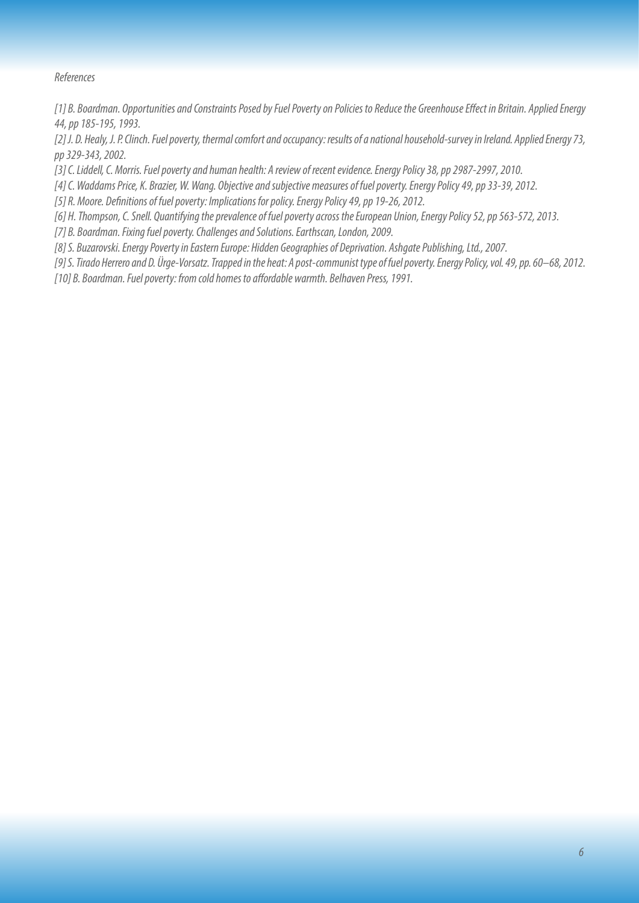*References*

*[1] B. Boardman. Opportunities and Constraints Posed by Fuel Poverty on Policies to Reduce the Greenhouse Effect in Britain. Applied Energy 44, pp 185-195, 1993.*

*[2] J. D. Healy, J. P. Clinch. Fuel poverty, thermal comfort and occupancy: results of a national household-survey in Ireland. Applied Energy 73, pp 329-343, 2002.*

*[3] C. Liddell, C. Morris. Fuel poverty and human health: A review of recent evidence. Energy Policy 38, pp 2987-2997, 2010.*

*[4] C. Waddams Price, K. Brazier, W. Wang. Objective and subjective measures of fuel poverty. Energy Policy 49, pp 33-39, 2012.*

*[5] R. Moore. Definitions of fuel poverty: Implications for policy. Energy Policy 49, pp 19-26, 2012.*

*[6] H. Thompson, C. Snell. Quantifying the prevalence of fuel poverty across the European Union, Energy Policy 52, pp 563-572, 2013.*

*[7] B. Boardman. Fixing fuel poverty. Challenges and Solutions. Earthscan, London, 2009.*

*[8] S. Buzarovski. Energy Poverty in Eastern Europe: Hidden Geographies of Deprivation. Ashgate Publishing, Ltd., 2007.*

*[9] S. Tirado Herrero and D. Ürge-Vorsatz. Trapped in the heat: A post-communist type of fuel poverty. Energy Policy, vol. 49, pp. 60–68, 2012.*

*[10] B. Boardman. Fuel poverty: from cold homes to affordable warmth. Belhaven Press, 1991.*